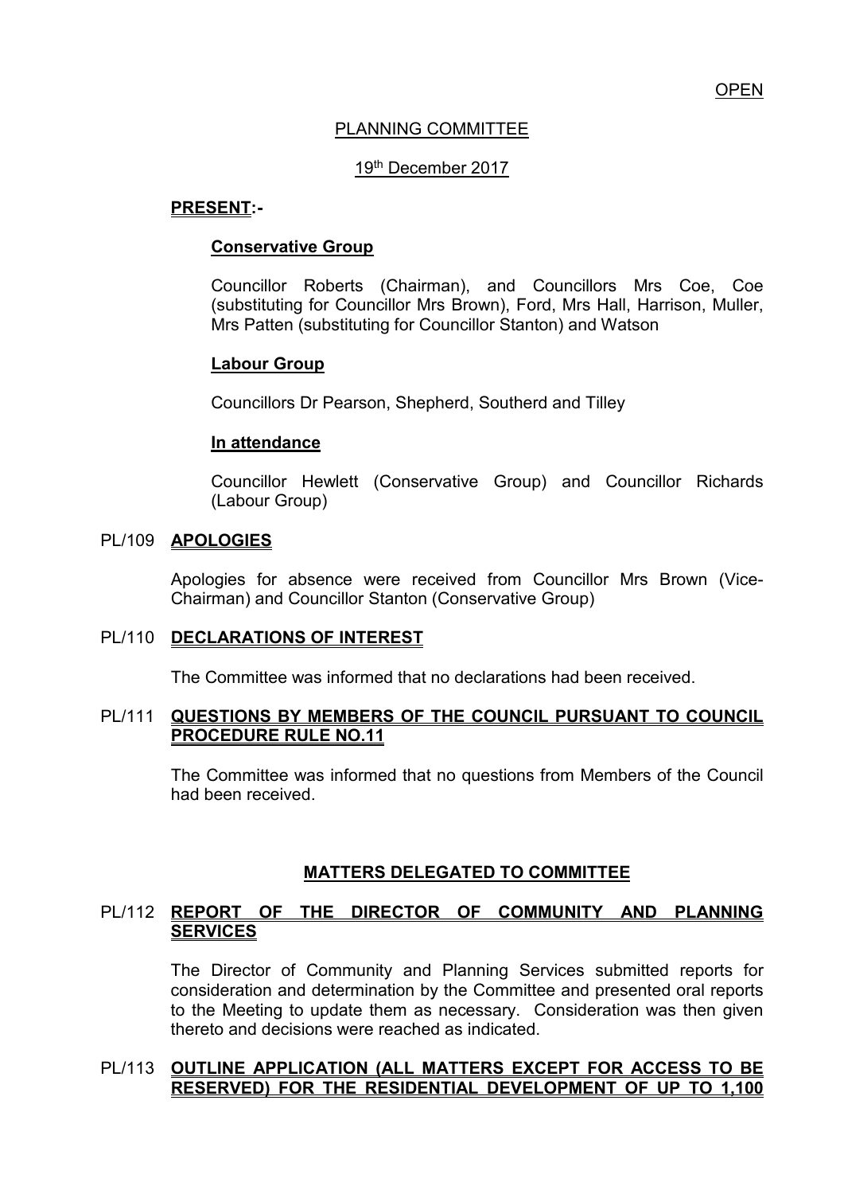OPEN

# PLANNING COMMITTEE

## 19th December 2017

**PRESENT:-**

**Conservative Group**

Councillor Roberts (Chairman), and Councillors Mrs Coe, Coe (substituting for Councillor Mrs Brown), Ford, Mrs Hall, Harrison, Muller, Mrs Patten (substituting for Councillor Stanton) and Watson

**Labour Group**

Councillors Dr Pearson, Shepherd, Southerd and Tilley

**In attendance**

Councillor Hewlett (Conservative Group) and Councillor Richards (Labour Group)

### PL/109 APOLOGIES

Apologies for absence were received from Councillor Mrs Brown (Vice-Chairman) and Councillor Stanton (Conservative Group)

### PL/110 DECLARATIONS OF INTEREST

The Committee was informed that no declarations had been received.

### PL/111 QUESTIONS BY MEMBERS OF THE COUNCIL PURSUANT TO COUNCIL PROCEDURE RULE NO.11

The Committee was informed that no questions from Members of the Council had been received.

## MATTERS DELEGATED TO COMMITTEE

### PL/112 REPORT OF THE DIRECTOR OF COMMUNITY AND PLANNING SERVICES

The Director of Community and Planning Services submitted reports for consideration and determination by the Committee and presented oral reports to the Meeting to update them as necessary. Consideration was then given thereto and decisions were reached as indicated.

### PL/113 OUTLINE APPLICATION (ALL MATTERS EXCEPT FOR ACCESS TO BE RESERVED) FOR THE RESIDENTIAL DEVELOPMENT OF UP TO 1,100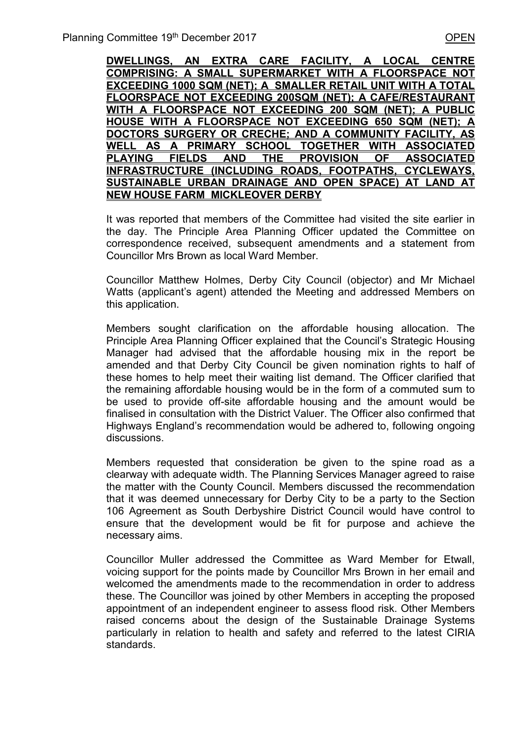**DWELLINGS, AN EXTRA CARE FACILITY, A LOCAL CENTRE COMPRISING: A SMALL SUPERMARKET WITH A FLOORSPACE NOT EXCEEDING 1000 SQM (NET); A SMALLER RETAIL UNIT WITH A TOTAL FLOORSPACE NOT EXCEEDING 200SQM (NET); A CAFE/RESTAURANT WITH A FLOORSPACE NOT EXCEEDING 200 SQM (NET); A PUBLIC HOUSE WITH A FLOORSPACE NOT EXCEEDING 650 SQM (NET); A DOCTORS SURGERY OR CRECHE; AND A COMMUNITY FACILITY, AS WELL AS A PRIMARY SCHOOL TOGETHER WITH ASSOCIATED PLAYING FIELDS AND THE PROVISION OF ASSOCIATED INFRASTRUCTURE (INCLUDING ROADS, FOOTPATHS, CYCLEWAYS, SUSTAINABLE URBAN DRAINAGE AND OPEN SPACE) AT LAND AT NEW HOUSE FARM MICKLEOVER DERBY**

It was reported that members of the Committee had visited the site earlier in the day. The Principle Area Planning Officer updated the Committee on correspondence received, subsequent amendments and a statement from Councillor Mrs Brown as local Ward Member.

Councillor Matthew Holmes, Derby City Council (objector) and Mr Michael Watts (applicant's agent) attended the Meeting and addressed Members on this application.

Members sought clarification on the affordable housing allocation. The Principle Area Planning Officer explained that the Council's Strategic Housing Manager had advised that the affordable housing mix in the report be amended and that Derby City Council be given nomination rights to half of these homes to help meet their waiting list demand. The Officer clarified that the remaining affordable housing would be in the form of a commuted sum to be used to provide off-site affordable housing and the amount would be finalised in consultation with the District Valuer. The Officer also confirmed that Highways England's recommendation would be adhered to, following ongoing discussions.

Members requested that consideration be given to the spine road as a clearway with adequate width. The Planning Services Manager agreed to raise the matter with the County Council. Members discussed the recommendation that it was deemed unnecessary for Derby City to be a party to the Section 106 Agreement as South Derbyshire District Council would have control to ensure that the development would be fit for purpose and achieve the necessary aims.

Councillor Muller addressed the Committee as Ward Member for Etwall, voicing support for the points made by Councillor Mrs Brown in her email and welcomed the amendments made to the recommendation in order to address these. The Councillor was joined by other Members in accepting the proposed appointment of an independent engineer to assess flood risk. Other Members raised concerns about the design of the Sustainable Drainage Systems particularly in relation to health and safety and referred to the latest CIRIA standards.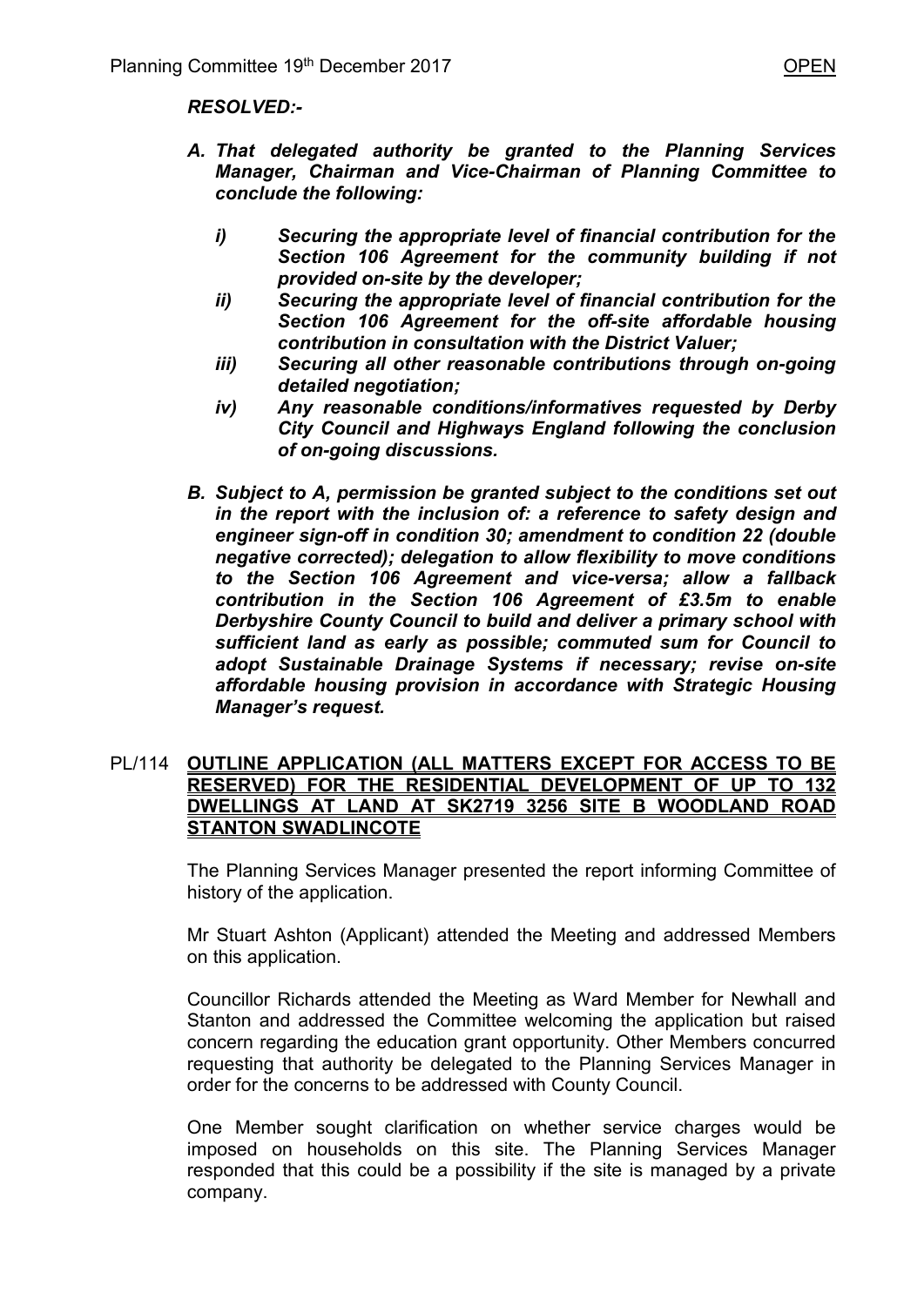***RESOLVED:-***

***A. That delegated authority be granted to the Planning Services Manager, Chairman and Vice-Chairman of Planning Committee to conclude the following:***

   ***i) Securing the appropriate level of financial contribution for the Section 106 Agreement for the community building if not provided on-site by the developer;***
   ***ii) Securing the appropriate level of financial contribution for the Section 106 Agreement for the off-site affordable housing contribution in consultation with the District Valuer;***
   ***iii) Securing all other reasonable contributions through on-going detailed negotiation;***
   ***iv) Any reasonable conditions/informatives requested by Derby City Council and Highways England following the conclusion of on-going discussions.***

***B. Subject to A, permission be granted subject to the conditions set out in the report with the inclusion of: a reference to safety design and engineer sign-off in condition 30; amendment to condition 22 (double negative corrected); delegation to allow flexibility to move conditions to the Section 106 Agreement and vice-versa; allow a fallback contribution in the Section 106 Agreement of £3.5m to enable Derbyshire County Council to build and deliver a primary school with sufficient land as early as possible; commuted sum for Council to adopt Sustainable Drainage Systems if necessary; revise on-site affordable housing provision in accordance with Strategic Housing Manager's request.***

PL/114 **OUTLINE APPLICATION (ALL MATTERS EXCEPT FOR ACCESS TO BE RESERVED) FOR THE RESIDENTIAL DEVELOPMENT OF UP TO 132 DWELLINGS AT LAND AT SK2719 3256 SITE B WOODLAND ROAD STANTON SWADLINCOTE**

The Planning Services Manager presented the report informing Committee of history of the application.

Mr Stuart Ashton (Applicant) attended the Meeting and addressed Members on this application.

Councillor Richards attended the Meeting as Ward Member for Newhall and Stanton and addressed the Committee welcoming the application but raised concern regarding the education grant opportunity. Other Members concurred requesting that authority be delegated to the Planning Services Manager in order for the concerns to be addressed with County Council.

One Member sought clarification on whether service charges would be imposed on households on this site. The Planning Services Manager responded that this could be a possibility if the site is managed by a private company.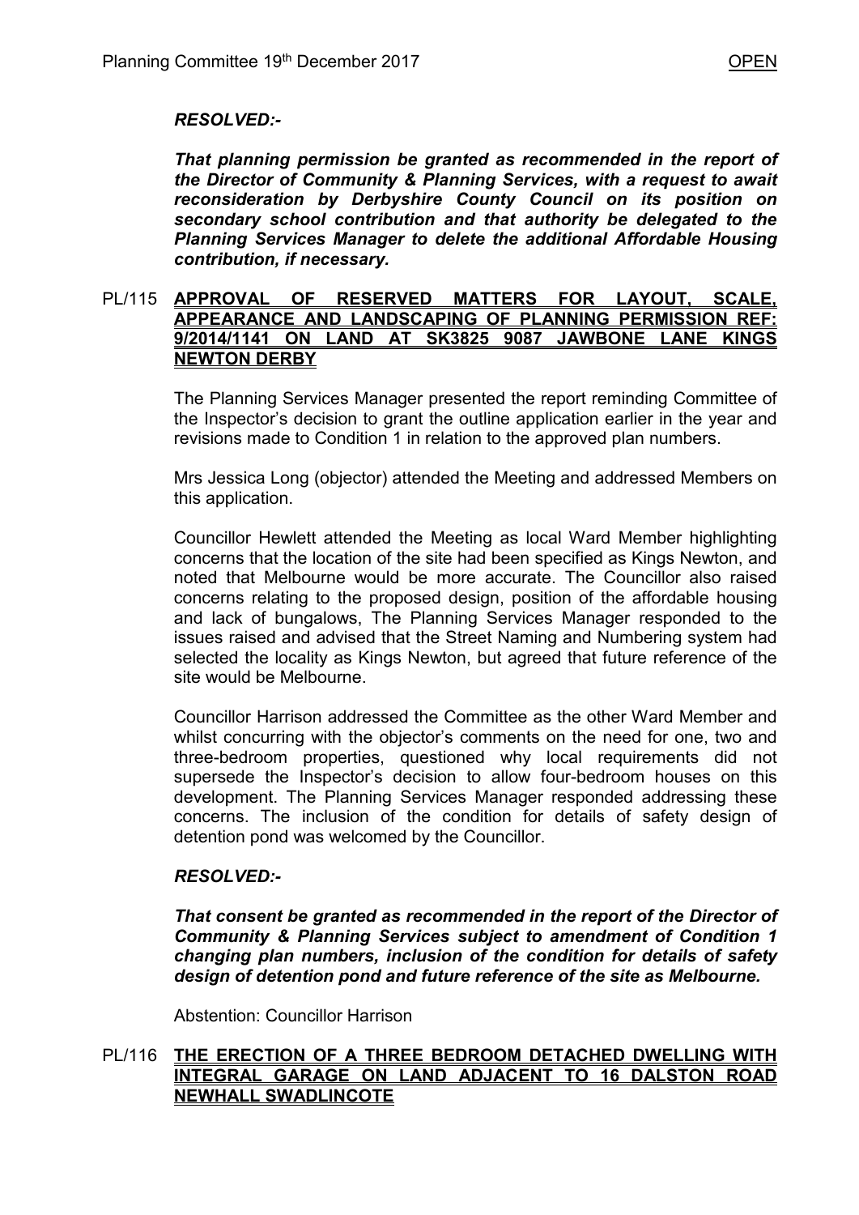***RESOLVED:-***

***That planning permission be granted as recommended in the report of the Director of Community & Planning Services, with a request to await reconsideration by Derbyshire County Council on its position on secondary school contribution and that authority be delegated to the Planning Services Manager to delete the additional Affordable Housing contribution, if necessary.***

## PL/115 APPROVAL OF RESERVED MATTERS FOR LAYOUT, SCALE, APPEARANCE AND LANDSCAPING OF PLANNING PERMISSION REF: 9/2014/1141 ON LAND AT SK3825 9087 JAWBONE LANE KINGS NEWTON DERBY

The Planning Services Manager presented the report reminding Committee of the Inspector's decision to grant the outline application earlier in the year and revisions made to Condition 1 in relation to the approved plan numbers.

Mrs Jessica Long (objector) attended the Meeting and addressed Members on this application.

Councillor Hewlett attended the Meeting as local Ward Member highlighting concerns that the location of the site had been specified as Kings Newton, and noted that Melbourne would be more accurate. The Councillor also raised concerns relating to the proposed design, position of the affordable housing and lack of bungalows, The Planning Services Manager responded to the issues raised and advised that the Street Naming and Numbering system had selected the locality as Kings Newton, but agreed that future reference of the site would be Melbourne.

Councillor Harrison addressed the Committee as the other Ward Member and whilst concurring with the objector's comments on the need for one, two and three-bedroom properties, questioned why local requirements did not supersede the Inspector's decision to allow four-bedroom houses on this development. The Planning Services Manager responded addressing these concerns. The inclusion of the condition for details of safety design of detention pond was welcomed by the Councillor.

***RESOLVED:-***

***That consent be granted as recommended in the report of the Director of Community & Planning Services subject to amendment of Condition 1 changing plan numbers, inclusion of the condition for details of safety design of detention pond and future reference of the site as Melbourne.***

Abstention: Councillor Harrison

## PL/116 THE ERECTION OF A THREE BEDROOM DETACHED DWELLING WITH INTEGRAL GARAGE ON LAND ADJACENT TO 16 DALSTON ROAD NEWHALL SWADLINCOTE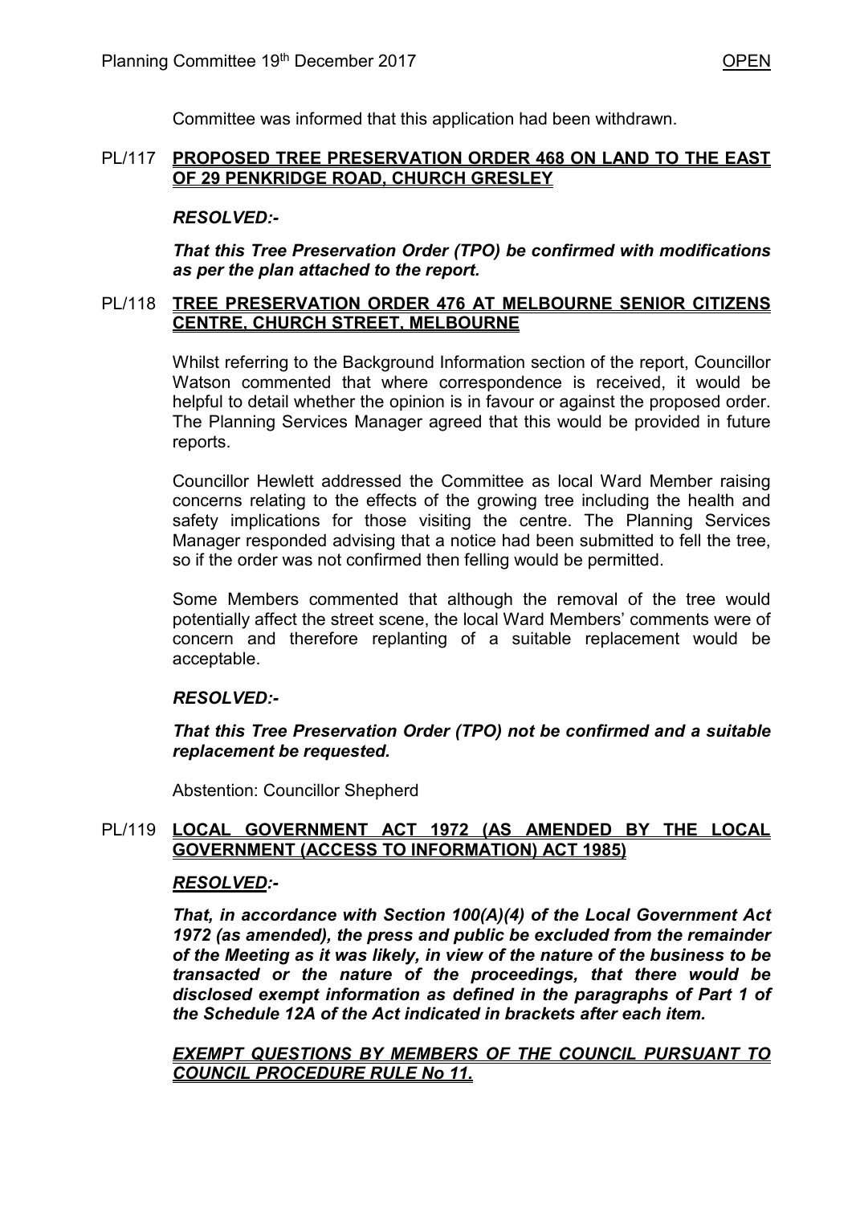Committee was informed that this application had been withdrawn.

**PL/117 PROPOSED TREE PRESERVATION ORDER 468 ON LAND TO THE EAST OF 29 PENKRIDGE ROAD, CHURCH GRESLEY**

***RESOLVED:-***

***That this Tree Preservation Order (TPO) be confirmed with modifications as per the plan attached to the report.***

**PL/118 TREE PRESERVATION ORDER 476 AT MELBOURNE SENIOR CITIZENS CENTRE, CHURCH STREET, MELBOURNE**

Whilst referring to the Background Information section of the report, Councillor Watson commented that where correspondence is received, it would be helpful to detail whether the opinion is in favour or against the proposed order. The Planning Services Manager agreed that this would be provided in future reports.

Councillor Hewlett addressed the Committee as local Ward Member raising concerns relating to the effects of the growing tree including the health and safety implications for those visiting the centre. The Planning Services Manager responded advising that a notice had been submitted to fell the tree, so if the order was not confirmed then felling would be permitted.

Some Members commented that although the removal of the tree would potentially affect the street scene, the local Ward Members' comments were of concern and therefore replanting of a suitable replacement would be acceptable.

***RESOLVED:-***

***That this Tree Preservation Order (TPO) not be confirmed and a suitable replacement be requested.***

Abstention: Councillor Shepherd

**PL/119 LOCAL GOVERNMENT ACT 1972 (AS AMENDED BY THE LOCAL GOVERNMENT (ACCESS TO INFORMATION) ACT 1985)**

***RESOLVED:-***

***That, in accordance with Section 100(A)(4) of the Local Government Act 1972 (as amended), the press and public be excluded from the remainder of the Meeting as it was likely, in view of the nature of the business to be transacted or the nature of the proceedings, that there would be disclosed exempt information as defined in the paragraphs of Part 1 of the Schedule 12A of the Act indicated in brackets after each item.***

***EXEMPT QUESTIONS BY MEMBERS OF THE COUNCIL PURSUANT TO COUNCIL PROCEDURE RULE No 11.***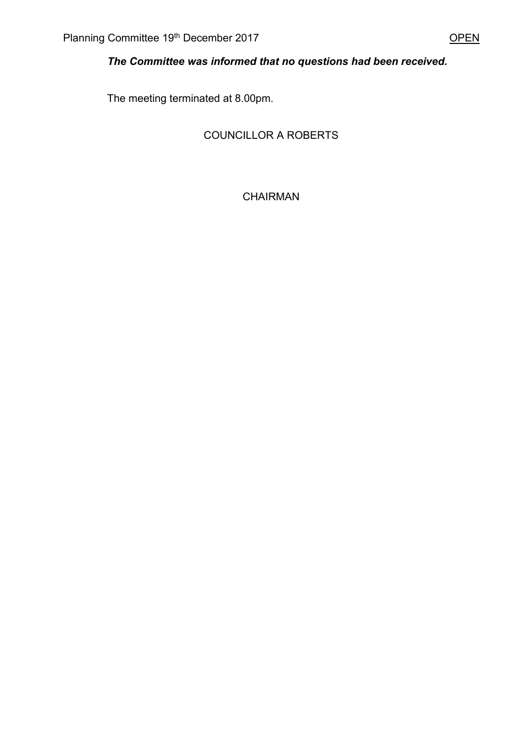***The Committee was informed that no questions had been received.***

The meeting terminated at 8.00pm.

COUNCILLOR A ROBERTS

CHAIRMAN